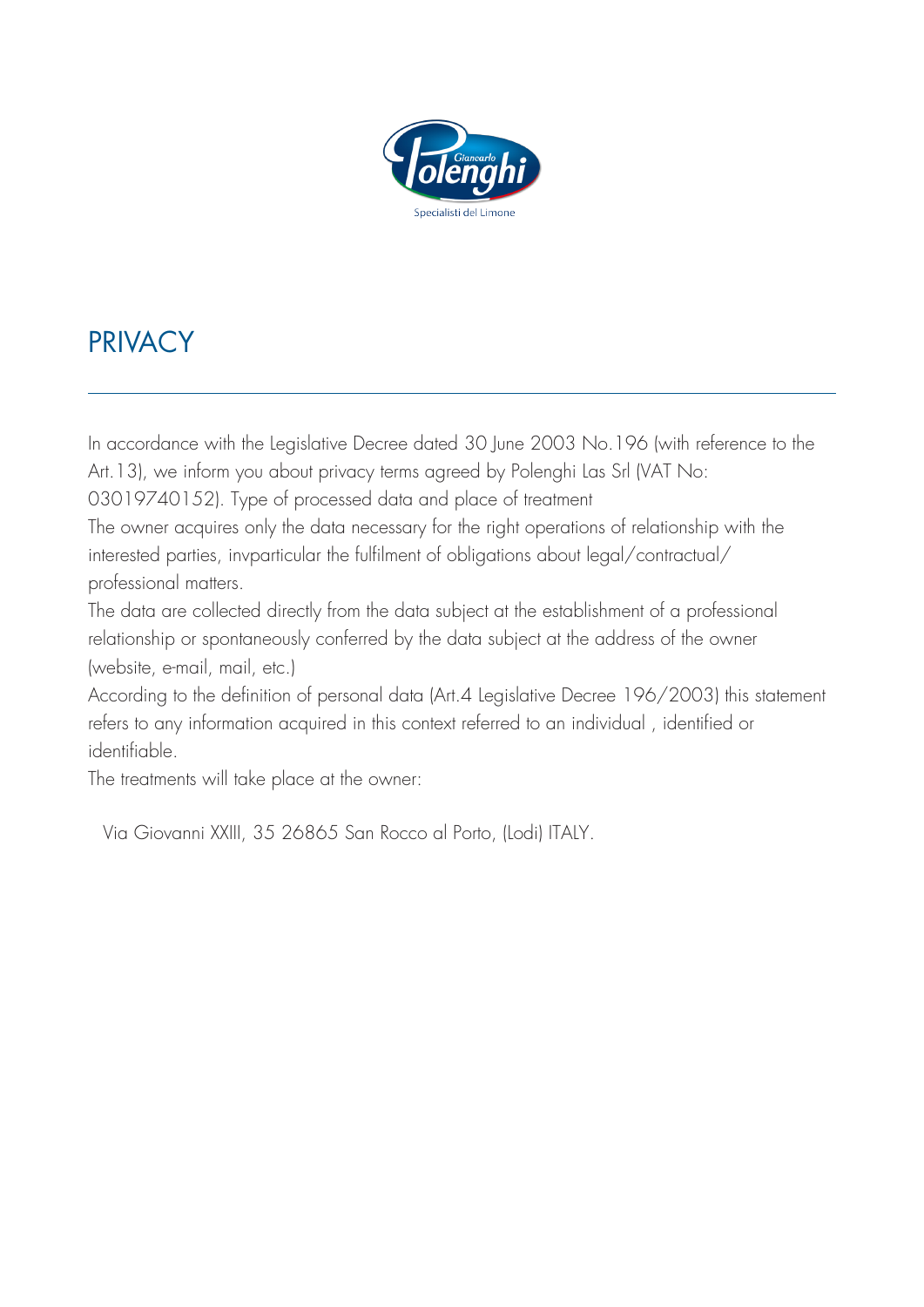# PRIVACY

In accordance with the Legislative Decree dated 30 June 2003 No.196 (with reference to the Art.13), we inform you about privacy terms agreed by Polenghi Las Srl (VAT No: 03019740152). Type of processed data and place of treatment

The owner acquires only the data necessary for the right operations of relationship with the interested parties, invparticular the fulfilment of obligations about legal/contractual/ professional matters.

The data are collected directly from the data subject at the establishment of a professional relationship or spontaneously conferred by the data subject at the address of the owner (website, e-mail, mail, etc.)

According to the definition of personal data (Art.4 Legislative Decree 196/2003) this statement refers to any information acquired in this context referred to an individual , identified or identifiable.

The treatments will take place at the owner:

Via Giovanni XXIII, 35 26865 San Rocco al Porto, (Lodi) ITALY.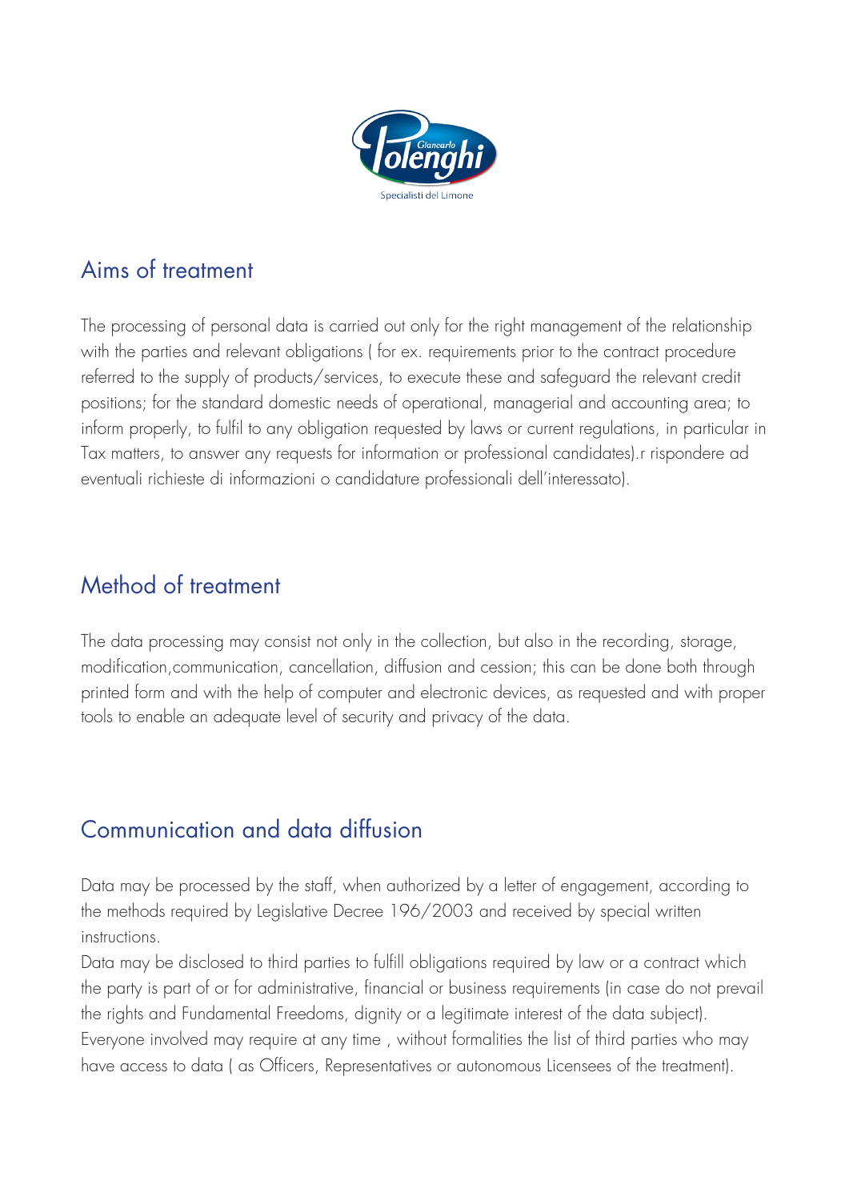## Aims of treatment

The processing of personal data is carried out only for the right management of the relationship with the parties and relevant obligations ( for ex. requirements prior to the contract procedure referred to the supply of products/services, to execute these and safeguard the relevant credit positions; for the standard domestic needs of operational, managerial and accounting area; to inform properly, to fulfil to any obligation requested by laws or current regulations, in particular in Tax matters, to answer any requests for information or professional candidates).r rispondere ad eventuali richieste di informazioni o candidature professionali dell'interessato).

## Method of treatment

The data processing may consist not only in the collection, but also in the recording, storage, modification,communication, cancellation, diffusion and cession; this can be done both through printed form and with the help of computer and electronic devices, as requested and with proper tools to enable an adequate level of security and privacy of the data.

## Communication and data diffusion

Data may be processed by the staff, when authorized by a letter of engagement, according to the methods required by Legislative Decree 196/2003 and received by special written instructions.
Data may be disclosed to third parties to fulfill obligations required by law or a contract which the party is part of or for administrative, financial or business requirements (in case do not prevail the rights and Fundamental Freedoms, dignity or a legitimate interest of the data subject).
Everyone involved may require at any time , without formalities the list of third parties who may have access to data ( as Officers, Representatives or autonomous Licensees of the treatment).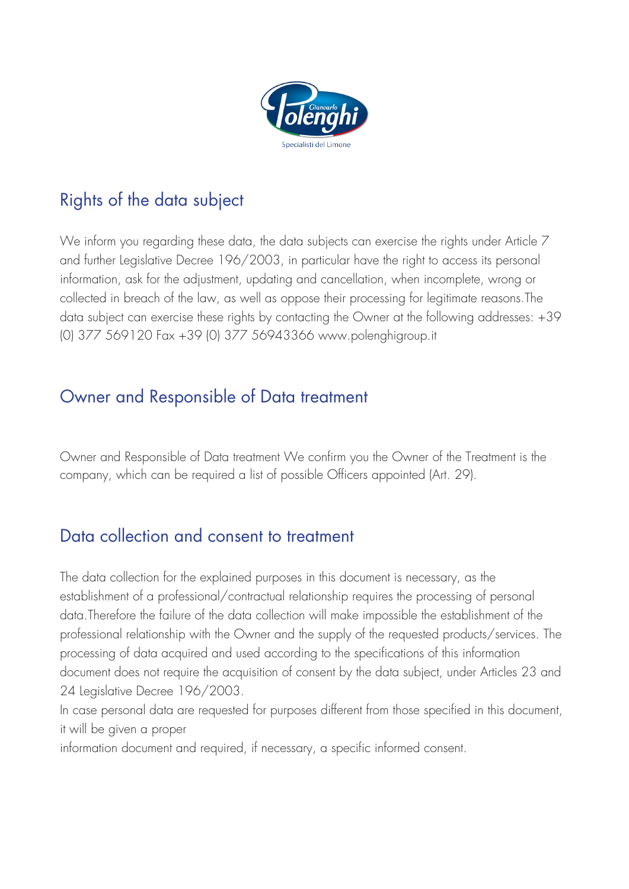## Rights of the data subject

We inform you regarding these data, the data subjects can exercise the rights under Article 7 and further Legislative Decree 196/2003, in particular have the right to access its personal information, ask for the adjustment, updating and cancellation, when incomplete, wrong or collected in breach of the law, as well as oppose their processing for legitimate reasons.The data subject can exercise these rights by contacting the Owner at the following addresses: +39 (0) 377 569120 Fax +39 (0) 377 56943366 www.polenghigroup.it

## Owner and Responsible of Data treatment

Owner and Responsible of Data treatment We confirm you the Owner of the Treatment is the company, which can be required a list of possible Officers appointed (Art. 29).

## Data collection and consent to treatment

The data collection for the explained purposes in this document is necessary, as the establishment of a professional/contractual relationship requires the processing of personal data.Therefore the failure of the data collection will make impossible the establishment of the professional relationship with the Owner and the supply of the requested products/services. The processing of data acquired and used according to the specifications of this information document does not require the acquisition of consent by the data subject, under Articles 23 and 24 Legislative Decree 196/2003.

In case personal data are requested for purposes different from those specified in this document, it will be given a proper information document and required, if necessary, a specific informed consent.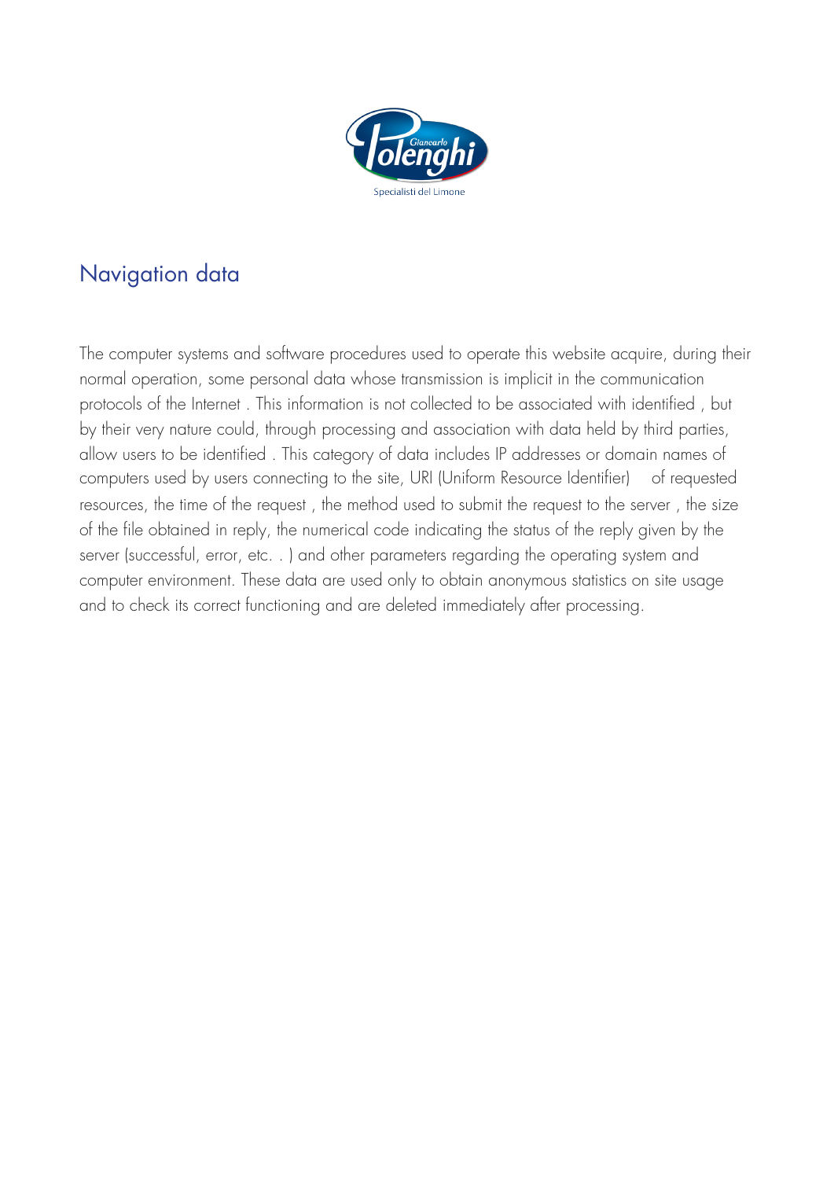## Navigation data

The computer systems and software procedures used to operate this website acquire, during their normal operation, some personal data whose transmission is implicit in the communication protocols of the Internet . This information is not collected to be associated with identified , but by their very nature could, through processing and association with data held by third parties, allow users to be identified . This category of data includes IP addresses or domain names of computers used by users connecting to the site, URI (Uniform Resource Identifier) of requested resources, the time of the request , the method used to submit the request to the server , the size of the file obtained in reply, the numerical code indicating the status of the reply given by the server (successful, error, etc. . ) and other parameters regarding the operating system and computer environment. These data are used only to obtain anonymous statistics on site usage and to check its correct functioning and are deleted immediately after processing.